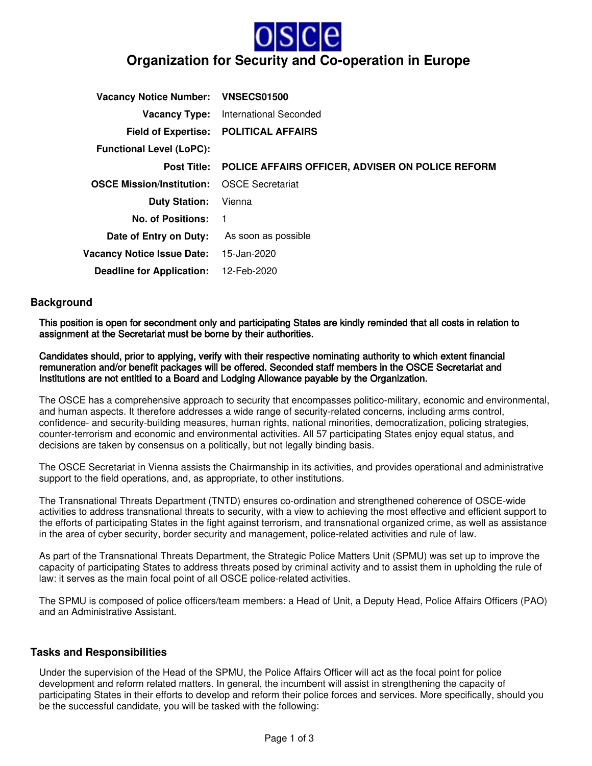# Organization for Security and Co-operation in Europe

| | |
|---|---|
| **Vacancy Notice Number:** | **VNSECS01500** |
| **Vacancy Type:** | International Seconded |
| **Field of Expertise:** | **POLITICAL AFFAIRS** |
| **Functional Level (LoPC):** | |
| **Post Title:** | **POLICE AFFAIRS OFFICER, ADVISER ON POLICE REFORM** |
| **OSCE Mission/Institution:** | OSCE Secretariat |
| **Duty Station:** | Vienna |
| **No. of Positions:** | 1 |
| **Date of Entry on Duty:** | As soon as possible |
| **Vacancy Notice Issue Date:** | 15-Jan-2020 |
| **Deadline for Application:** | 12-Feb-2020 |

## Background

**This position is open for secondment only and participating States are kindly reminded that all costs in relation to assignment at the Secretariat must be borne by their authorities.**

**Candidates should, prior to applying, verify with their respective nominating authority to which extent financial remuneration and/or benefit packages will be offered. Seconded staff members in the OSCE Secretariat and Institutions are not entitled to a Board and Lodging Allowance payable by the Organization.**

The OSCE has a comprehensive approach to security that encompasses politico-military, economic and environmental, and human aspects. It therefore addresses a wide range of security-related concerns, including arms control, confidence- and security-building measures, human rights, national minorities, democratization, policing strategies, counter-terrorism and economic and environmental activities. All 57 participating States enjoy equal status, and decisions are taken by consensus on a politically, but not legally binding basis.

The OSCE Secretariat in Vienna assists the Chairmanship in its activities, and provides operational and administrative support to the field operations, and, as appropriate, to other institutions.

The Transnational Threats Department (TNTD) ensures co-ordination and strengthened coherence of OSCE-wide activities to address transnational threats to security, with a view to achieving the most effective and efficient support to the efforts of participating States in the fight against terrorism, and transnational organized crime, as well as assistance in the area of cyber security, border security and management, police-related activities and rule of law.

As part of the Transnational Threats Department, the Strategic Police Matters Unit (SPMU) was set up to improve the capacity of participating States to address threats posed by criminal activity and to assist them in upholding the rule of law: it serves as the main focal point of all OSCE police-related activities.

The SPMU is composed of police officers/team members: a Head of Unit, a Deputy Head, Police Affairs Officers (PAO) and an Administrative Assistant.

## Tasks and Responsibilities

Under the supervision of the Head of the SPMU, the Police Affairs Officer will act as the focal point for police development and reform related matters. In general, the incumbent will assist in strengthening the capacity of participating States in their efforts to develop and reform their police forces and services. More specifically, should you be the successful candidate, you will be tasked with the following: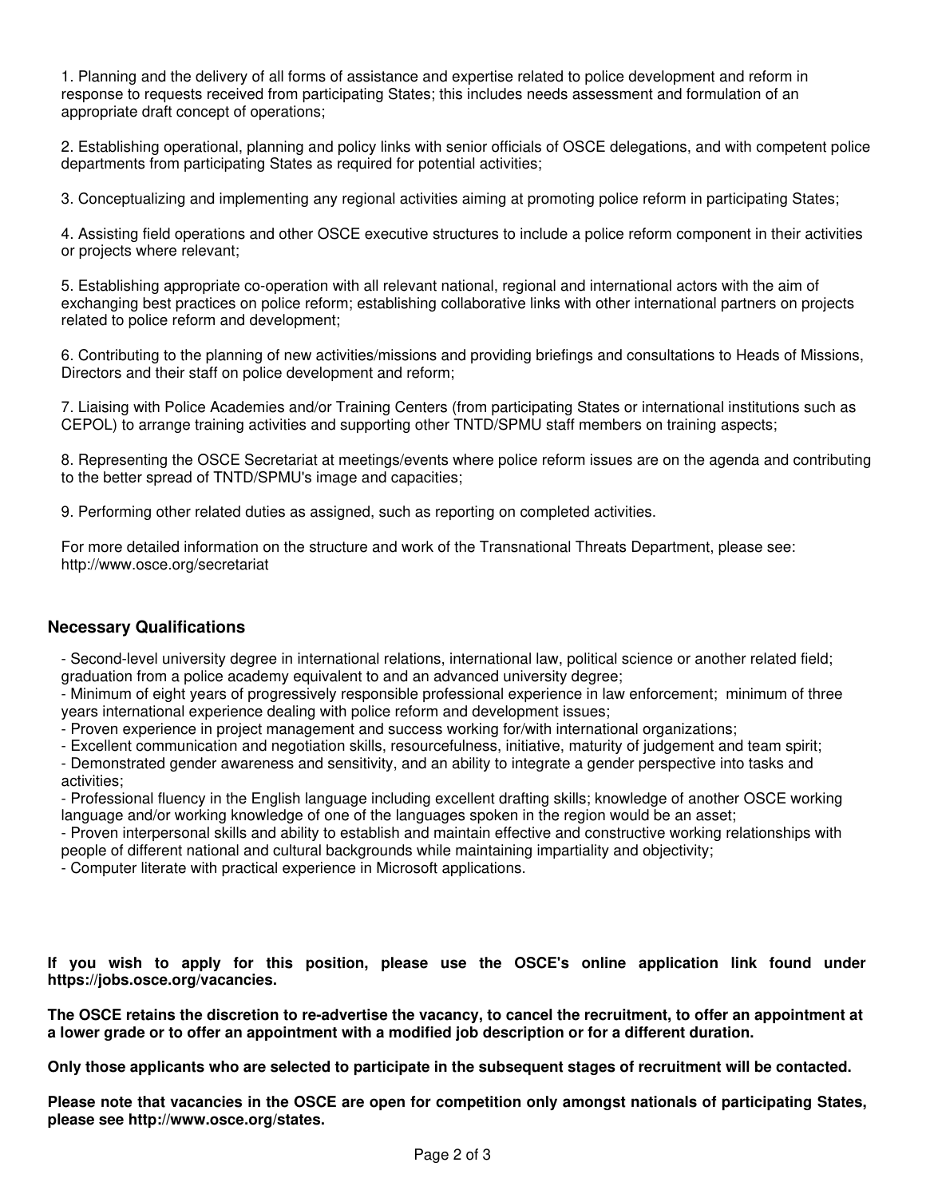1. Planning and the delivery of all forms of assistance and expertise related to police development and reform in response to requests received from participating States; this includes needs assessment and formulation of an appropriate draft concept of operations;

2. Establishing operational, planning and policy links with senior officials of OSCE delegations, and with competent police departments from participating States as required for potential activities;

3. Conceptualizing and implementing any regional activities aiming at promoting police reform in participating States;

4. Assisting field operations and other OSCE executive structures to include a police reform component in their activities or projects where relevant;

5. Establishing appropriate co-operation with all relevant national, regional and international actors with the aim of exchanging best practices on police reform; establishing collaborative links with other international partners on projects related to police reform and development;

6. Contributing to the planning of new activities/missions and providing briefings and consultations to Heads of Missions, Directors and their staff on police development and reform;

7. Liaising with Police Academies and/or Training Centers (from participating States or international institutions such as CEPOL) to arrange training activities and supporting other TNTD/SPMU staff members on training aspects;

8. Representing the OSCE Secretariat at meetings/events where police reform issues are on the agenda and contributing to the better spread of TNTD/SPMU's image and capacities;

9. Performing other related duties as assigned, such as reporting on completed activities.

For more detailed information on the structure and work of the Transnational Threats Department, please see: http://www.osce.org/secretariat

## Necessary Qualifications

- Second-level university degree in international relations, international law, political science or another related field; graduation from a police academy equivalent to and an advanced university degree;
- Minimum of eight years of progressively responsible professional experience in law enforcement; minimum of three years international experience dealing with police reform and development issues;
- Proven experience in project management and success working for/with international organizations;
- Excellent communication and negotiation skills, resourcefulness, initiative, maturity of judgement and team spirit;
- Demonstrated gender awareness and sensitivity, and an ability to integrate a gender perspective into tasks and activities;
- Professional fluency in the English language including excellent drafting skills; knowledge of another OSCE working language and/or working knowledge of one of the languages spoken in the region would be an asset;
- Proven interpersonal skills and ability to establish and maintain effective and constructive working relationships with people of different national and cultural backgrounds while maintaining impartiality and objectivity;
- Computer literate with practical experience in Microsoft applications.

**If you wish to apply for this position, please use the OSCE's online application link found under https://jobs.osce.org/vacancies.**

**The OSCE retains the discretion to re-advertise the vacancy, to cancel the recruitment, to offer an appointment at a lower grade or to offer an appointment with a modified job description or for a different duration.**

**Only those applicants who are selected to participate in the subsequent stages of recruitment will be contacted.**

**Please note that vacancies in the OSCE are open for competition only amongst nationals of participating States, please see http://www.osce.org/states.**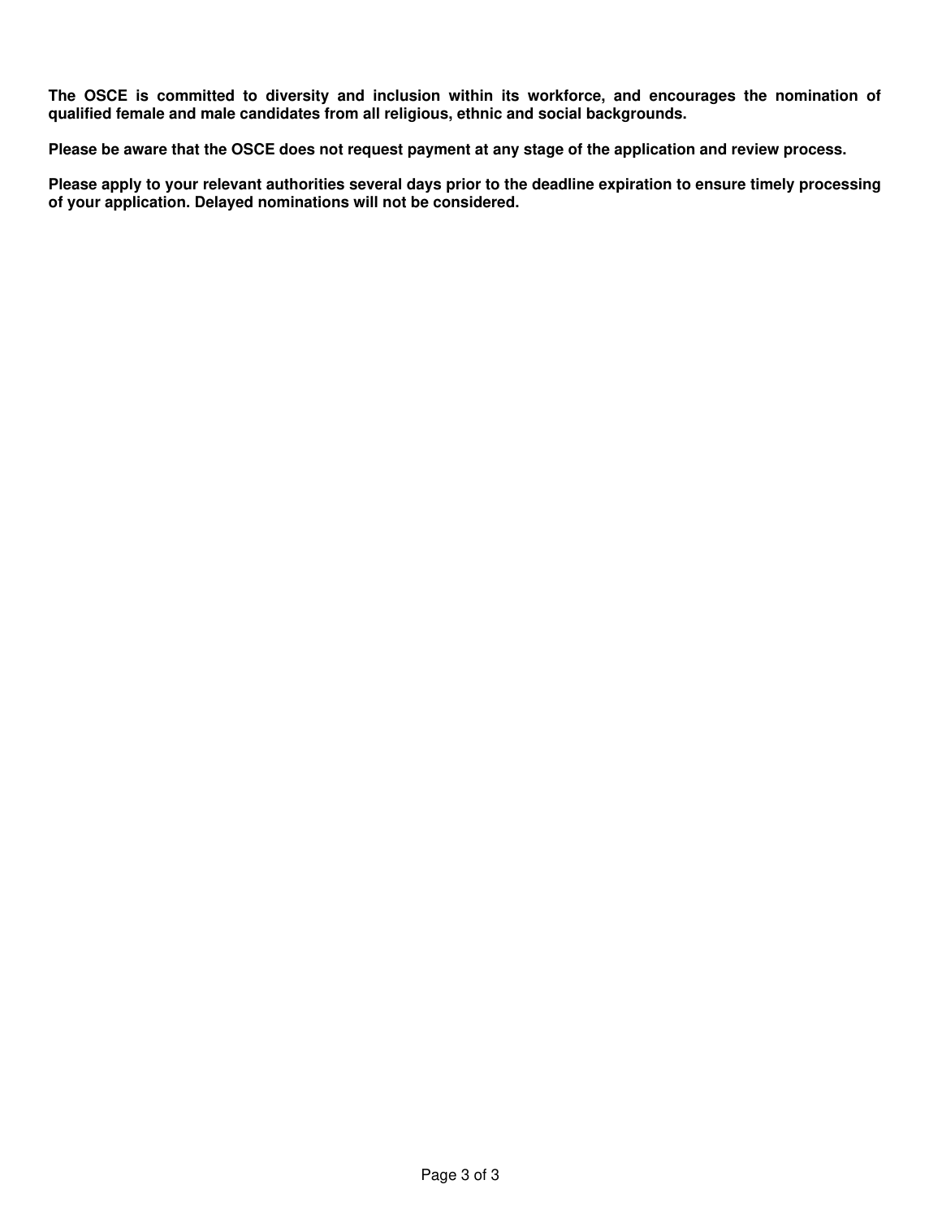**The OSCE is committed to diversity and inclusion within its workforce, and encourages the nomination of qualified female and male candidates from all religious, ethnic and social backgrounds.**

**Please be aware that the OSCE does not request payment at any stage of the application and review process.**

**Please apply to your relevant authorities several days prior to the deadline expiration to ensure timely processing of your application. Delayed nominations will not be considered.**